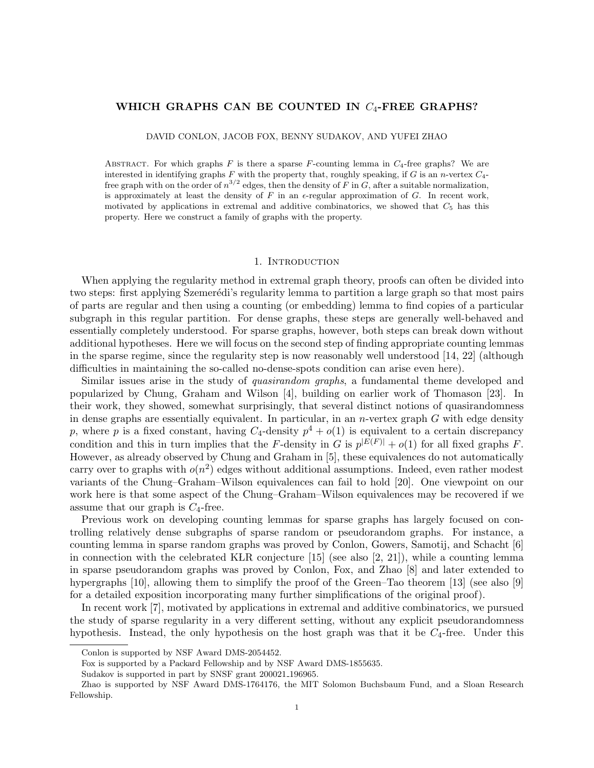# WHICH GRAPHS CAN BE COUNTED IN $C_4$-FREE GRAPHS?

DAVID CONLON, JACOB FOX, BENNY SUDAKOV, AND YUFEI ZHAO

Abstract. For which graphs $F$ is there a sparse $F$-counting lemma in $C_4$-free graphs? We are interested in identifying graphs $F$ with the property that, roughly speaking, if $G$ is an $n$-vertex $C_4$-free graph with on the order of $n^{3/2}$ edges, then the density of $F$ in $G$, after a suitable normalization, is approximately at least the density of $F$ in an $\epsilon$-regular approximation of $G$. In recent work, motivated by applications in extremal and additive combinatorics, we showed that $C_5$ has this property. Here we construct a family of graphs with the property.

## 1. Introduction

When applying the regularity method in extremal graph theory, proofs can often be divided into two steps: first applying Szemerédi's regularity lemma to partition a large graph so that most pairs of parts are regular and then using a counting (or embedding) lemma to find copies of a particular subgraph in this regular partition. For dense graphs, these steps are generally well-behaved and essentially completely understood. For sparse graphs, however, both steps can break down without additional hypotheses. Here we will focus on the second step of finding appropriate counting lemmas in the sparse regime, since the regularity step is now reasonably well understood [14, 22] (although difficulties in maintaining the so-called no-dense-spots condition can arise even here).

Similar issues arise in the study of *quasirandom graphs*, a fundamental theme developed and popularized by Chung, Graham and Wilson [4], building on earlier work of Thomason [23]. In their work, they showed, somewhat surprisingly, that several distinct notions of quasirandomness in dense graphs are essentially equivalent. In particular, in an $n$-vertex graph $G$ with edge density $p$, where $p$ is a fixed constant, having $C_4$-density $p^4 + o(1)$ is equivalent to a certain discrepancy condition and this in turn implies that the $F$-density in $G$ is $p^{|E(F)|} + o(1)$ for all fixed graphs $F$. However, as already observed by Chung and Graham in [5], these equivalences do not automatically carry over to graphs with $o(n^2)$ edges without additional assumptions. Indeed, even rather modest variants of the Chung–Graham–Wilson equivalences can fail to hold [20]. One viewpoint on our work here is that some aspect of the Chung–Graham–Wilson equivalences may be recovered if we assume that our graph is $C_4$-free.

Previous work on developing counting lemmas for sparse graphs has largely focused on controlling relatively dense subgraphs of sparse random or pseudorandom graphs. For instance, a counting lemma in sparse random graphs was proved by Conlon, Gowers, Samotij, and Schacht [6] in connection with the celebrated KŁR conjecture [15] (see also [2, 21]), while a counting lemma in sparse pseudorandom graphs was proved by Conlon, Fox, and Zhao [8] and later extended to hypergraphs [10], allowing them to simplify the proof of the Green–Tao theorem [13] (see also [9] for a detailed exposition incorporating many further simplifications of the original proof).

In recent work [7], motivated by applications in extremal and additive combinatorics, we pursued the study of sparse regularity in a very different setting, without any explicit pseudorandomness hypothesis. Instead, the only hypothesis on the host graph was that it be $C_4$-free. Under this

Conlon is supported by NSF Award DMS-2054452.

Fox is supported by a Packard Fellowship and by NSF Award DMS-1855635.

Sudakov is supported in part by SNSF grant 200021_196965.

Zhao is supported by NSF Award DMS-1764176, the MIT Solomon Buchsbaum Fund, and a Sloan Research Fellowship.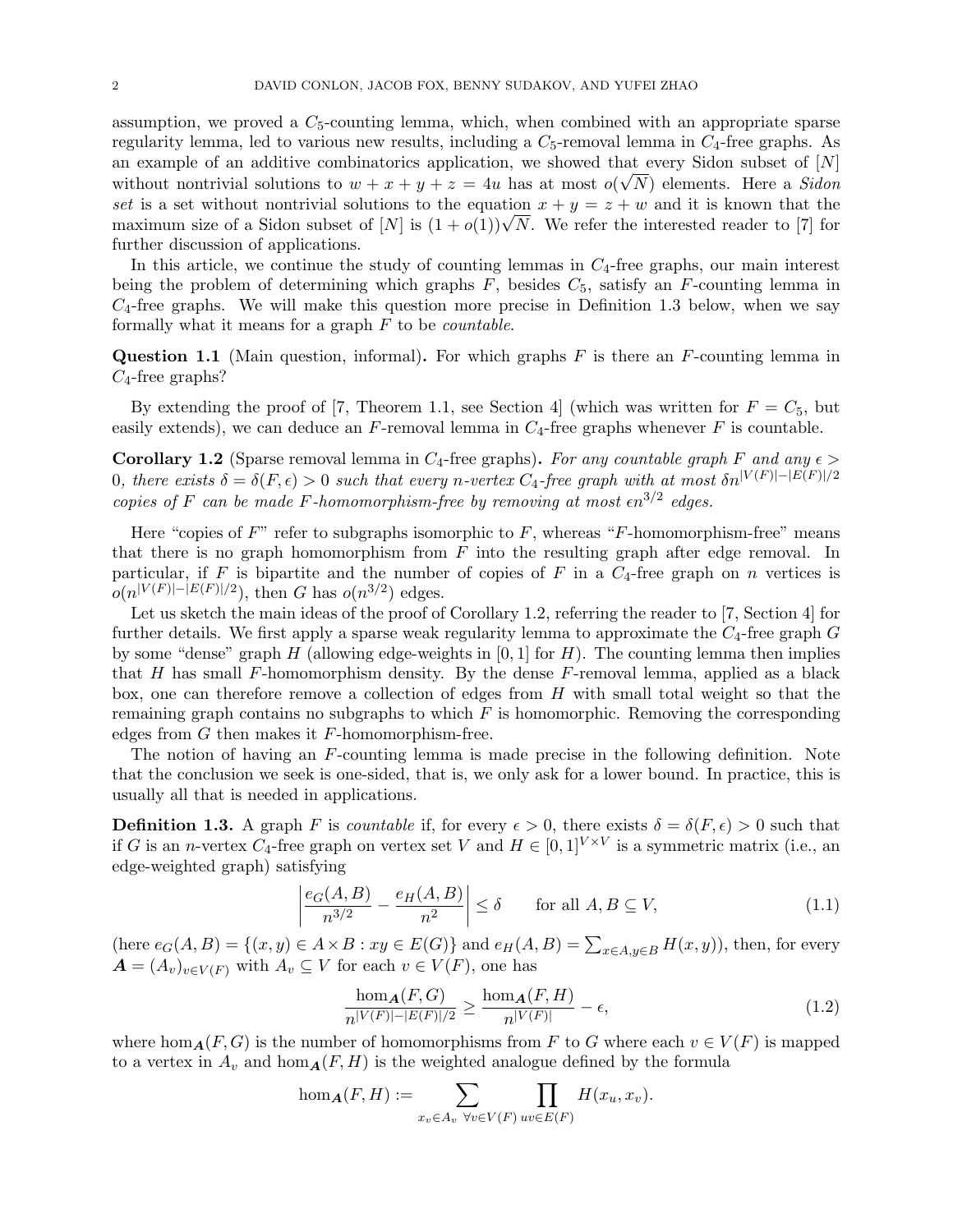assumption, we proved a $C_5$-counting lemma, which, when combined with an appropriate sparse regularity lemma, led to various new results, including a $C_5$-removal lemma in $C_4$-free graphs. As an example of an additive combinatorics application, we showed that every Sidon subset of $[N]$ without nontrivial solutions to $w + x + y + z = 4u$ has at most $o(\sqrt{N})$ elements. Here a *Sidon set* is a set without nontrivial solutions to the equation $x + y = z + w$ and it is known that the maximum size of a Sidon subset of $[N]$ is $(1 + o(1))\sqrt{N}$. We refer the interested reader to [7] for further discussion of applications.

In this article, we continue the study of counting lemmas in $C_4$-free graphs, our main interest being the problem of determining which graphs $F$, besides $C_5$, satisfy an $F$-counting lemma in $C_4$-free graphs. We will make this question more precise in Definition 1.3 below, when we say formally what it means for a graph $F$ to be *countable*.

**Question 1.1** (Main question, informal)**.** For which graphs $F$ is there an $F$-counting lemma in $C_4$-free graphs?

By extending the proof of [7, Theorem 1.1, see Section 4] (which was written for $F = C_5$, but easily extends), we can deduce an $F$-removal lemma in $C_4$-free graphs whenever $F$ is countable.

**Corollary 1.2** (Sparse removal lemma in $C_4$-free graphs)**.** *For any countable graph $F$ and any $\epsilon > 0$, there exists $\delta = \delta(F, \epsilon) > 0$ such that every $n$-vertex $C_4$-free graph with at most $\delta n^{|V(F)|-|E(F)|/2}$ copies of $F$ can be made $F$-homomorphism-free by removing at most $\epsilon n^{3/2}$ edges.*

Here "copies of $F$" refer to subgraphs isomorphic to $F$, whereas "$F$-homomorphism-free" means that there is no graph homomorphism from $F$ into the resulting graph after edge removal. In particular, if $F$ is bipartite and the number of copies of $F$ in a $C_4$-free graph on $n$ vertices is $o(n^{|V(F)|-|E(F)|/2})$, then $G$ has $o(n^{3/2})$ edges.

Let us sketch the main ideas of the proof of Corollary 1.2, referring the reader to [7, Section 4] for further details. We first apply a sparse weak regularity lemma to approximate the $C_4$-free graph $G$ by some "dense" graph $H$ (allowing edge-weights in $[0, 1]$ for $H$). The counting lemma then implies that $H$ has small $F$-homomorphism density. By the dense $F$-removal lemma, applied as a black box, one can therefore remove a collection of edges from $H$ with small total weight so that the remaining graph contains no subgraphs to which $F$ is homomorphic. Removing the corresponding edges from $G$ then makes it $F$-homomorphism-free.

The notion of having an $F$-counting lemma is made precise in the following definition. Note that the conclusion we seek is one-sided, that is, we only ask for a lower bound. In practice, this is usually all that is needed in applications.

**Definition 1.3.** A graph $F$ is *countable* if, for every $\epsilon > 0$, there exists $\delta = \delta(F, \epsilon) > 0$ such that if $G$ is an $n$-vertex $C_4$-free graph on vertex set $V$ and $H \in [0, 1]^{V \times V}$ is a symmetric matrix (i.e., an edge-weighted graph) satisfying

$$\left| \frac{e_G(A, B)}{n^{3/2}} - \frac{e_H(A, B)}{n^2} \right| \leq \delta \qquad \text{for all } A, B \subseteq V, \tag{1.1}$$

(here $e_G(A, B) = \{(x, y) \in A \times B : xy \in E(G)\}$ and $e_H(A, B) = \sum_{x \in A, y \in B} H(x, y)$), then, for every $\boldsymbol{A} = (A_v)_{v \in V(F)}$ with $A_v \subseteq V$ for each $v \in V(F)$, one has

$$\frac{\hom_{\boldsymbol{A}}(F, G)}{n^{|V(F)|-|E(F)|/2}} \geq \frac{\hom_{\boldsymbol{A}}(F, H)}{n^{|V(F)|}} - \epsilon, \tag{1.2}$$

where $\hom_{\boldsymbol{A}}(F, G)$ is the number of homomorphisms from $F$ to $G$ where each $v \in V(F)$ is mapped to a vertex in $A_v$ and $\hom_{\boldsymbol{A}}(F, H)$ is the weighted analogue defined by the formula

$$\hom_{\boldsymbol{A}}(F, H) := \sum_{x_v \in A_v \ \forall v \in V(F)} \prod_{uv \in E(F)} H(x_u, x_v).$$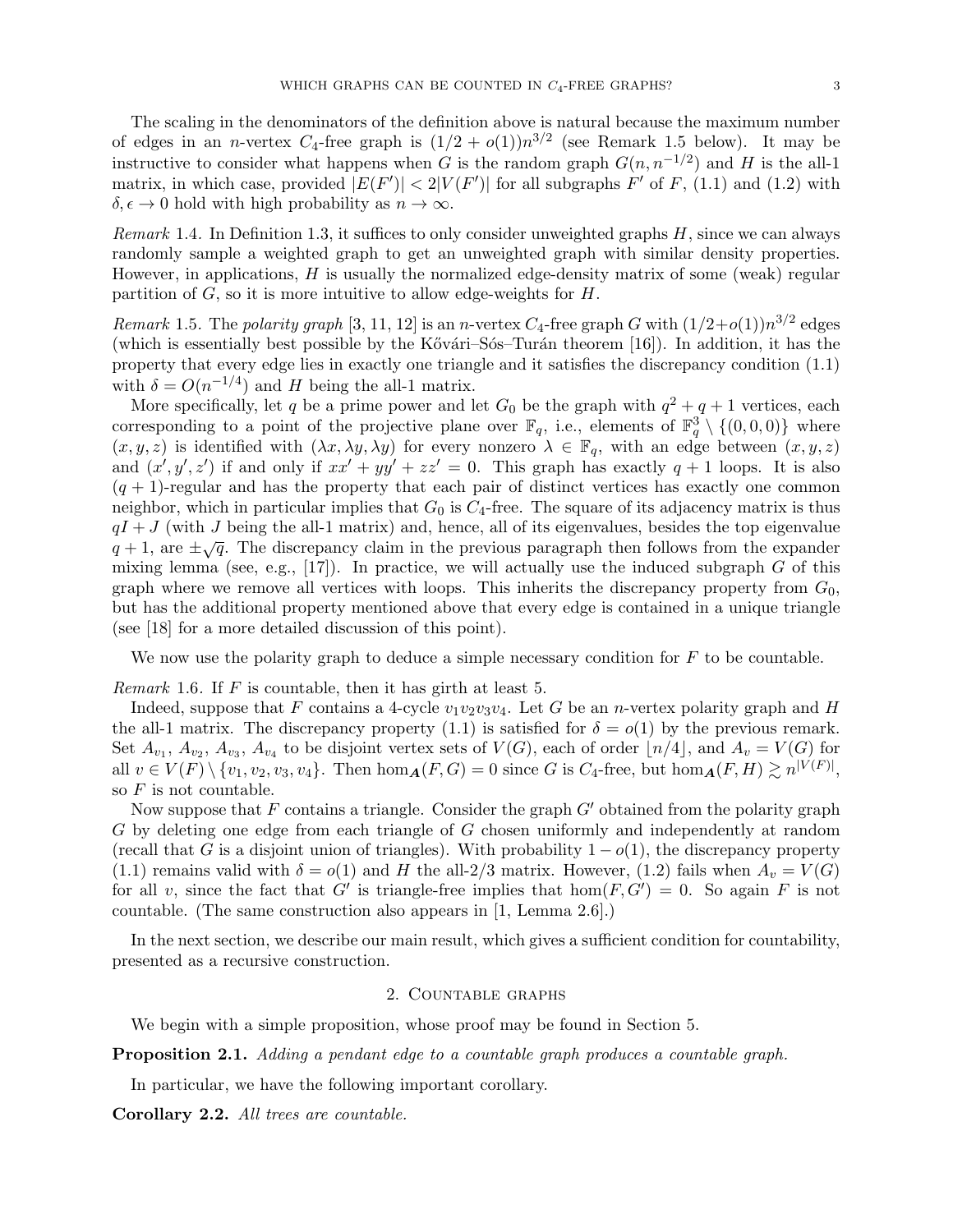The scaling in the denominators of the definition above is natural because the maximum number of edges in an $n$-vertex $C_4$-free graph is $(1/2 + o(1))n^{3/2}$ (see Remark 1.5 below). It may be instructive to consider what happens when $G$ is the random graph $G(n, n^{-1/2})$ and $H$ is the all-1 matrix, in which case, provided $|E(F')| < 2|V(F')|$ for all subgraphs $F'$ of $F$, (1.1) and (1.2) with $\delta, \epsilon \to 0$ hold with high probability as $n \to \infty$.

*Remark* 1.4. In Definition 1.3, it suffices to only consider unweighted graphs $H$, since we can always randomly sample a weighted graph to get an unweighted graph with similar density properties. However, in applications, $H$ is usually the normalized edge-density matrix of some (weak) regular partition of $G$, so it is more intuitive to allow edge-weights for $H$.

*Remark* 1.5. The *polarity graph* [3, 11, 12] is an $n$-vertex $C_4$-free graph $G$ with $(1/2+o(1))n^{3/2}$ edges (which is essentially best possible by the Kővári–Sós–Turán theorem [16]). In addition, it has the property that every edge lies in exactly one triangle and it satisfies the discrepancy condition (1.1) with $\delta = O(n^{-1/4})$ and $H$ being the all-1 matrix.

More specifically, let $q$ be a prime power and let $G_0$ be the graph with $q^2 + q + 1$ vertices, each corresponding to a point of the projective plane over $\mathbb{F}_q$, i.e., elements of $\mathbb{F}_q^3 \setminus \{(0, 0, 0)\}$ where $(x, y, z)$ is identified with $(\lambda x, \lambda y, \lambda y)$ for every nonzero $\lambda \in \mathbb{F}_q$, with an edge between $(x, y, z)$ and $(x', y', z')$ if and only if $xx' + yy' + zz' = 0$. This graph has exactly $q + 1$ loops. It is also $(q + 1)$-regular and has the property that each pair of distinct vertices has exactly one common neighbor, which in particular implies that $G_0$ is $C_4$-free. The square of its adjacency matrix is thus $qI + J$ (with $J$ being the all-1 matrix) and, hence, all of its eigenvalues, besides the top eigenvalue $q + 1$, are $\pm\sqrt{q}$. The discrepancy claim in the previous paragraph then follows from the expander mixing lemma (see, e.g., [17]). In practice, we will actually use the induced subgraph $G$ of this graph where we remove all vertices with loops. This inherits the discrepancy property from $G_0$, but has the additional property mentioned above that every edge is contained in a unique triangle (see [18] for a more detailed discussion of this point).

We now use the polarity graph to deduce a simple necessary condition for $F$ to be countable.

*Remark* 1.6. If $F$ is countable, then it has girth at least 5.

Indeed, suppose that $F$ contains a 4-cycle $v_1v_2v_3v_4$. Let $G$ be an $n$-vertex polarity graph and $H$ the all-1 matrix. The discrepancy property (1.1) is satisfied for $\delta = o(1)$ by the previous remark. Set $A_{v_1}$, $A_{v_2}$, $A_{v_3}$, $A_{v_4}$ to be disjoint vertex sets of $V(G)$, each of order $\lfloor n/4 \rfloor$, and $A_v = V(G)$ for all $v \in V(F) \setminus \{v_1, v_2, v_3, v_4\}$. Then $\hom_{\boldsymbol{A}}(F, G) = 0$ since $G$ is $C_4$-free, but $\hom_{\boldsymbol{A}}(F, H) \gtrsim n^{|V(F)|}$, so $F$ is not countable.

Now suppose that $F$ contains a triangle. Consider the graph $G'$ obtained from the polarity graph $G$ by deleting one edge from each triangle of $G$ chosen uniformly and independently at random (recall that $G$ is a disjoint union of triangles). With probability $1 - o(1)$, the discrepancy property (1.1) remains valid with $\delta = o(1)$ and $H$ the all-2/3 matrix. However, (1.2) fails when $A_v = V(G)$ for all $v$, since the fact that $G'$ is triangle-free implies that $\hom(F, G') = 0$. So again $F$ is not countable. (The same construction also appears in [1, Lemma 2.6].)

In the next section, we describe our main result, which gives a sufficient condition for countability, presented as a recursive construction.

## 2. Countable graphs

We begin with a simple proposition, whose proof may be found in Section 5.

**Proposition 2.1.** *Adding a pendant edge to a countable graph produces a countable graph.*

In particular, we have the following important corollary.

**Corollary 2.2.** *All trees are countable.*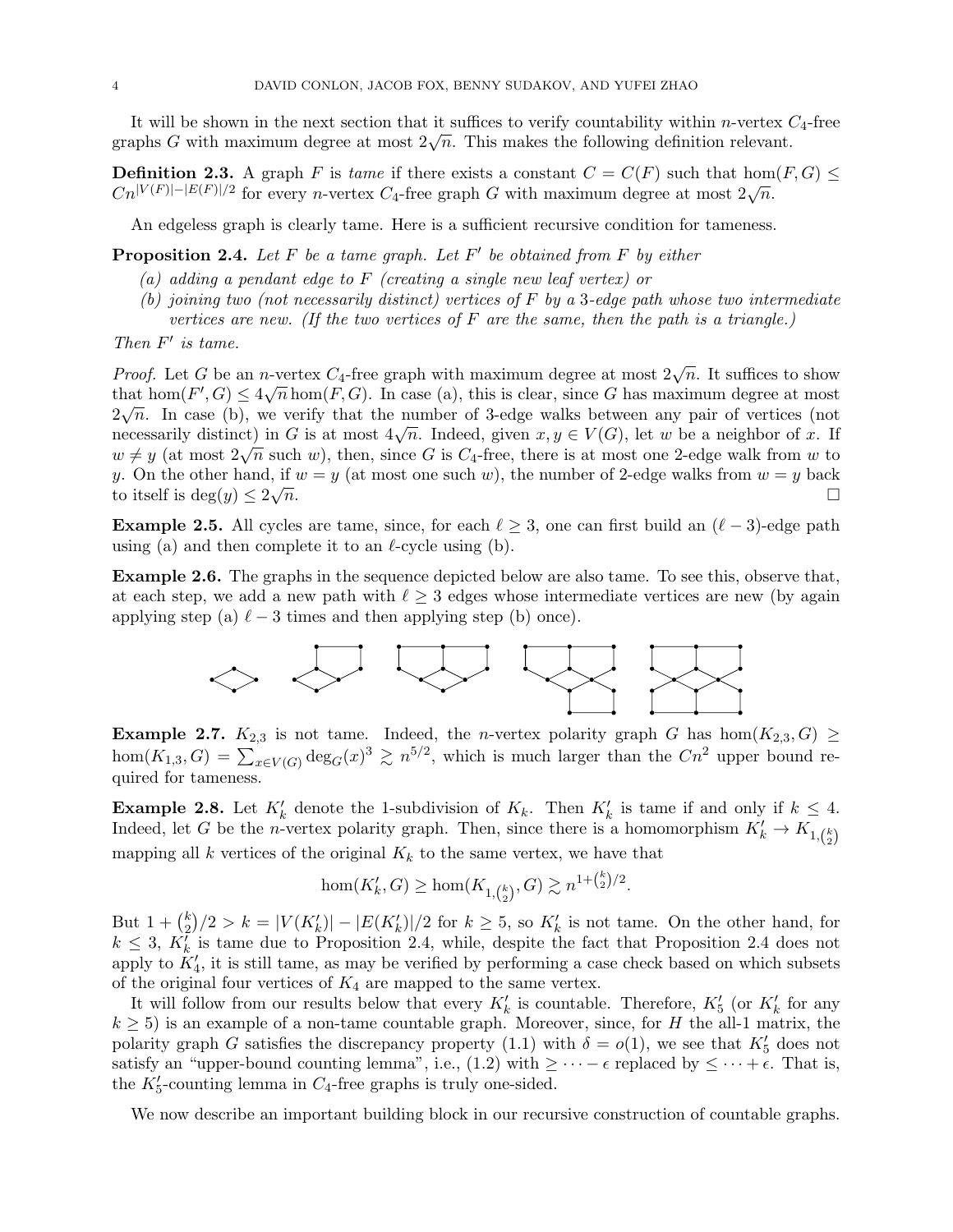It will be shown in the next section that it suffices to verify countability within $n$-vertex $C_4$-free graphs $G$ with maximum degree at most $2\sqrt{n}$. This makes the following definition relevant.

**Definition 2.3.** A graph $F$ is *tame* if there exists a constant $C = C(F)$ such that $\hom(F, G) \le Cn^{|V(F)|-|E(F)|/2}$ for every $n$-vertex $C_4$-free graph $G$ with maximum degree at most $2\sqrt{n}$.

An edgeless graph is clearly tame. Here is a sufficient recursive condition for tameness.

**Proposition 2.4.** *Let $F$ be a tame graph. Let $F'$ be obtained from $F$ by either*

*(a) adding a pendant edge to $F$ (creating a single new leaf vertex) or*

*(b) joining two (not necessarily distinct) vertices of $F$ by a 3-edge path whose two intermediate vertices are new. (If the two vertices of $F$ are the same, then the path is a triangle.)*

*Then $F'$ is tame.*

*Proof.* Let $G$ be an $n$-vertex $C_4$-free graph with maximum degree at most $2\sqrt{n}$. It suffices to show that $\hom(F', G) \le 4\sqrt{n}\hom(F, G)$. In case (a), this is clear, since $G$ has maximum degree at most $2\sqrt{n}$. In case (b), we verify that the number of 3-edge walks between any pair of vertices (not necessarily distinct) in $G$ is at most $4\sqrt{n}$. Indeed, given $x, y \in V(G)$, let $w$ be a neighbor of $x$. If $w \ne y$ (at most $2\sqrt{n}$ such $w$), then, since $G$ is $C_4$-free, there is at most one 2-edge walk from $w$ to $y$. On the other hand, if $w = y$ (at most one such $w$), the number of 2-edge walks from $w = y$ back to itself is $\deg(y) \le 2\sqrt{n}$. $\square$

**Example 2.5.** All cycles are tame, since, for each $\ell \ge 3$, one can first build an $(\ell-3)$-edge path using (a) and then complete it to an $\ell$-cycle using (b).

**Example 2.6.** The graphs in the sequence depicted below are also tame. To see this, observe that, at each step, we add a new path with $\ell \ge 3$ edges whose intermediate vertices are new (by again applying step (a) $\ell - 3$ times and then applying step (b) once).

**Example 2.7.** $K_{2,3}$ is not tame. Indeed, the $n$-vertex polarity graph $G$ has $\hom(K_{2,3}, G) \ge \hom(K_{1,3}, G) = \sum_{x \in V(G)} \deg_G(x)^3 \gtrsim n^{5/2}$, which is much larger than the $Cn^2$ upper bound required for tameness.

**Example 2.8.** Let $K'_k$ denote the 1-subdivision of $K_k$. Then $K'_k$ is tame if and only if $k \le 4$. Indeed, let $G$ be the $n$-vertex polarity graph. Then, since there is a homomorphism $K'_k \to K_{1,\binom{k}{2}}$ mapping all $k$ vertices of the original $K_k$ to the same vertex, we have that

$$\hom(K'_k, G) \ge \hom(K_{1,\binom{k}{2}}, G) \gtrsim n^{1+\binom{k}{2}/2}.$$

But $1 + \binom{k}{2}/2 > k = |V(K'_k)| - |E(K'_k)|/2$ for $k \ge 5$, so $K'_k$ is not tame. On the other hand, for $k \le 3$, $K'_k$ is tame due to Proposition 2.4, while, despite the fact that Proposition 2.4 does not apply to $K'_4$, it is still tame, as may be verified by performing a case check based on which subsets of the original four vertices of $K_4$ are mapped to the same vertex.

It will follow from our results below that every $K'_k$ is countable. Therefore, $K'_5$ (or $K'_k$ for any $k \ge 5$) is an example of a non-tame countable graph. Moreover, since, for $H$ the all-1 matrix, the polarity graph $G$ satisfies the discrepancy property (1.1) with $\delta = o(1)$, we see that $K'_5$ does not satisfy an "upper-bound counting lemma", i.e., (1.2) with $\ge \cdots - \epsilon$ replaced by $\le \cdots + \epsilon$. That is, the $K'_5$-counting lemma in $C_4$-free graphs is truly one-sided.

We now describe an important building block in our recursive construction of countable graphs.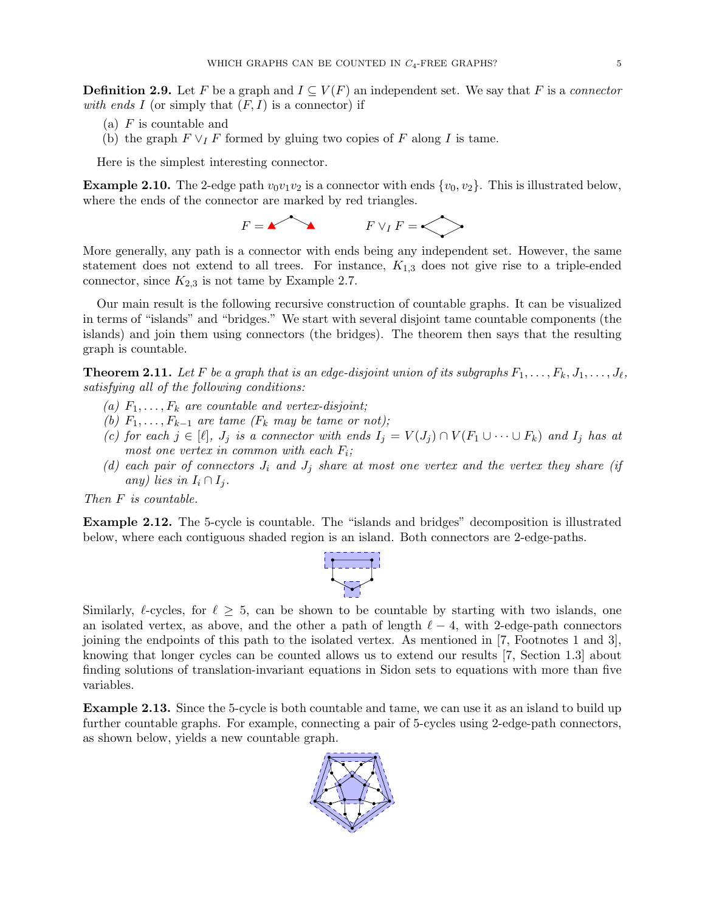**Definition 2.9.** Let $F$ be a graph and $I \subseteq V(F)$ an independent set. We say that $F$ is a *connector with ends* $I$ (or simply that $(F, I)$ is a connector) if

(a) $F$ is countable and
(b) the graph $F \vee_I F$ formed by gluing two copies of $F$ along $I$ is tame.

Here is the simplest interesting connector.

**Example 2.10.** The 2-edge path $v_0v_1v_2$ is a connector with ends $\{v_0, v_2\}$. This is illustrated below, where the ends of the connector are marked by red triangles.

$F =$ $\qquad$ $F \vee_I F =$

More generally, any path is a connector with ends being any independent set. However, the same statement does not extend to all trees. For instance, $K_{1,3}$ does not give rise to a triple-ended connector, since $K_{2,3}$ is not tame by Example 2.7.

Our main result is the following recursive construction of countable graphs. It can be visualized in terms of "islands" and "bridges." We start with several disjoint tame countable components (the islands) and join them using connectors (the bridges). The theorem then says that the resulting graph is countable.

**Theorem 2.11.** *Let $F$ be a graph that is an edge-disjoint union of its subgraphs $F_1, \dots, F_k, J_1, \dots, J_\ell$, satisfying all of the following conditions:*

*(a) $F_1, \dots, F_k$ are countable and vertex-disjoint;*
*(b) $F_1, \dots, F_{k-1}$ are tame ($F_k$ may be tame or not);*
*(c) for each $j \in [\ell]$, $J_j$ is a connector with ends $I_j = V(J_j) \cap V(F_1 \cup \dots \cup F_k)$ and $I_j$ has at most one vertex in common with each $F_i$;*
*(d) each pair of connectors $J_i$ and $J_j$ share at most one vertex and the vertex they share (if any) lies in $I_i \cap I_j$.*

*Then $F$ is countable.*

**Example 2.12.** The 5-cycle is countable. The "islands and bridges" decomposition is illustrated below, where each contiguous shaded region is an island. Both connectors are 2-edge-paths.

Similarly, $\ell$-cycles, for $\ell \geq 5$, can be shown to be countable by starting with two islands, one an isolated vertex, as above, and the other a path of length $\ell - 4$, with 2-edge-path connectors joining the endpoints of this path to the isolated vertex. As mentioned in [7, Footnotes 1 and 3], knowing that longer cycles can be counted allows us to extend our results [7, Section 1.3] about finding solutions of translation-invariant equations in Sidon sets to equations with more than five variables.

**Example 2.13.** Since the 5-cycle is both countable and tame, we can use it as an island to build up further countable graphs. For example, connecting a pair of 5-cycles using 2-edge-path connectors, as shown below, yields a new countable graph.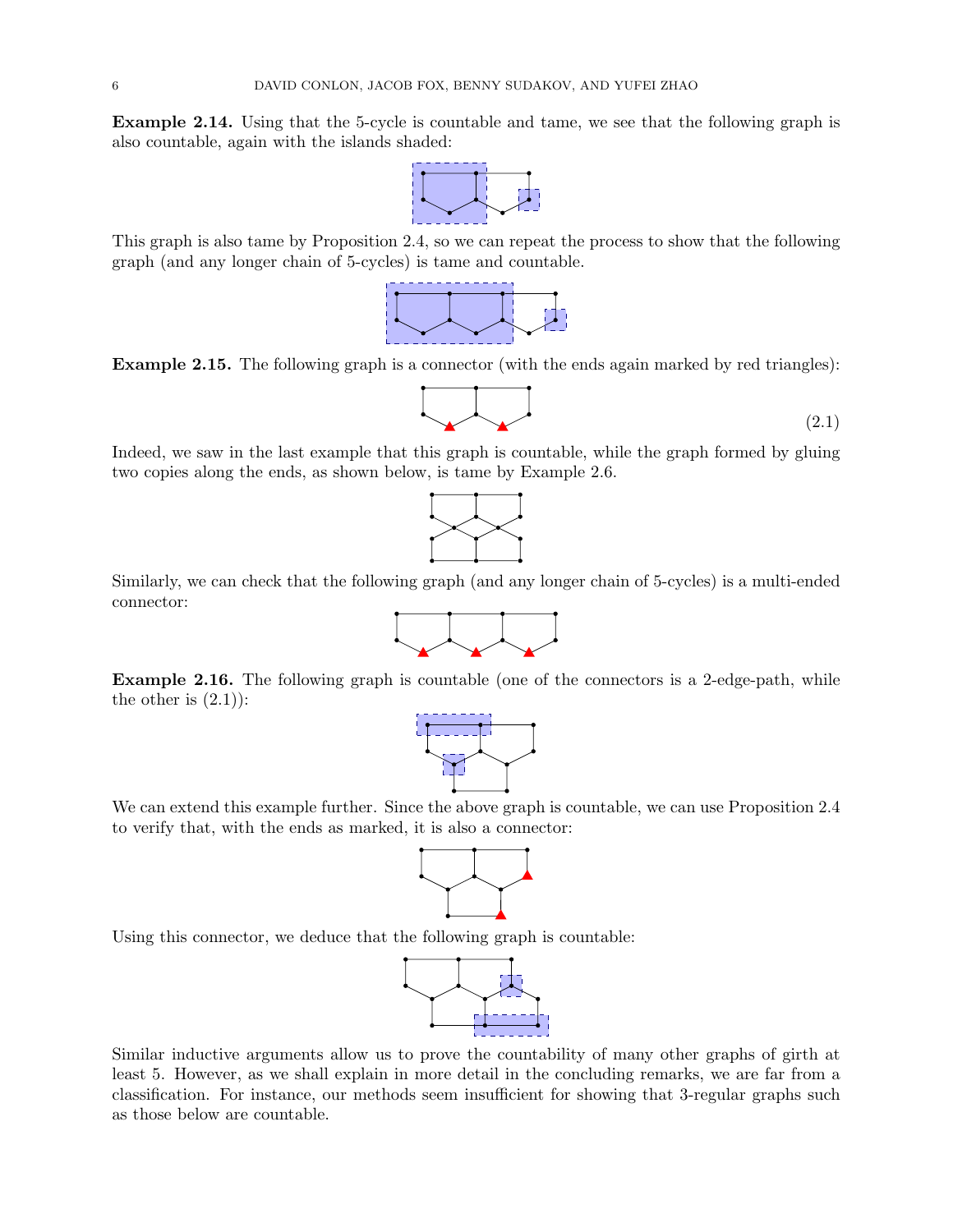**Example 2.14.** Using that the 5-cycle is countable and tame, we see that the following graph is also countable, again with the islands shaded:

This graph is also tame by Proposition 2.4, so we can repeat the process to show that the following graph (and any longer chain of 5-cycles) is tame and countable.

**Example 2.15.** The following graph is a connector (with the ends again marked by red triangles):

$$(2.1)$$

Indeed, we saw in the last example that this graph is countable, while the graph formed by gluing two copies along the ends, as shown below, is tame by Example 2.6.

Similarly, we can check that the following graph (and any longer chain of 5-cycles) is a multi-ended connector:

**Example 2.16.** The following graph is countable (one of the connectors is a 2-edge-path, while the other is (2.1)):

We can extend this example further. Since the above graph is countable, we can use Proposition 2.4 to verify that, with the ends as marked, it is also a connector:

Using this connector, we deduce that the following graph is countable:

Similar inductive arguments allow us to prove the countability of many other graphs of girth at least 5. However, as we shall explain in more detail in the concluding remarks, we are far from a classification. For instance, our methods seem insufficient for showing that 3-regular graphs such as those below are countable.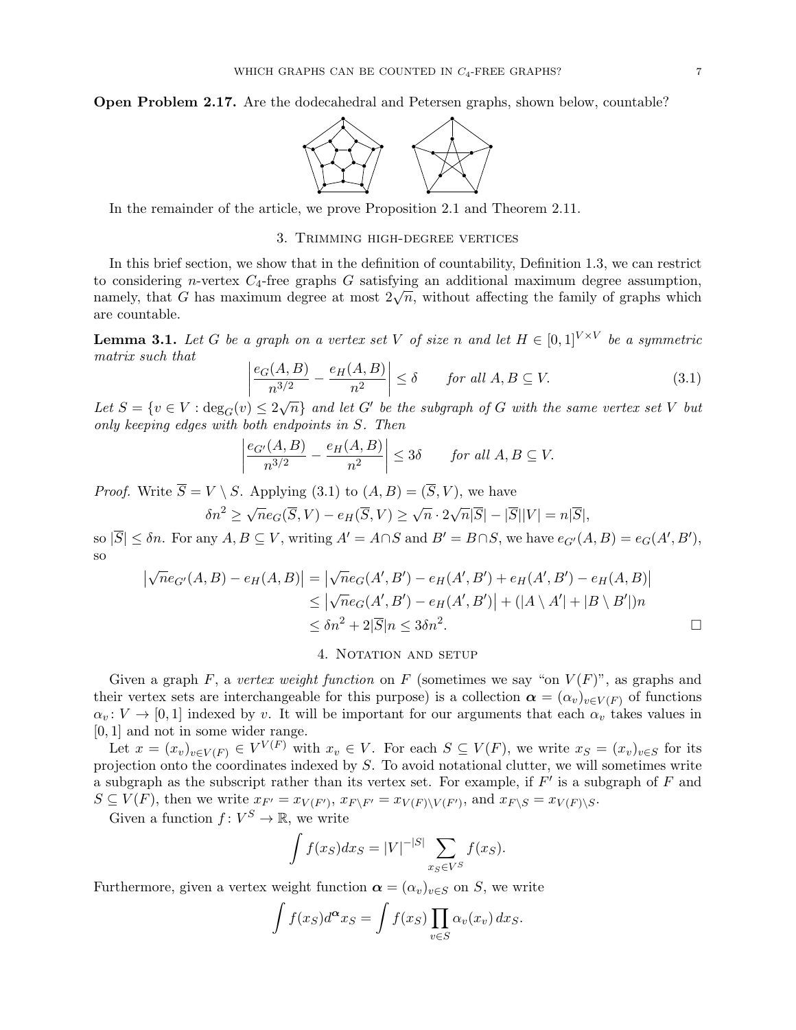**Open Problem 2.17.** Are the dodecahedral and Petersen graphs, shown below, countable?

In the remainder of the article, we prove Proposition 2.1 and Theorem 2.11.

## 3. Trimming high-degree vertices

In this brief section, we show that in the definition of countability, Definition 1.3, we can restrict to considering $n$-vertex $C_4$-free graphs $G$ satisfying an additional maximum degree assumption, namely, that $G$ has maximum degree at most $2\sqrt{n}$, without affecting the family of graphs which are countable.

**Lemma 3.1.** *Let $G$ be a graph on a vertex set $V$ of size $n$ and let $H \in [0,1]^{V\times V}$ be a symmetric matrix such that*

$$\left|\frac{e_G(A,B)}{n^{3/2}} - \frac{e_H(A,B)}{n^2}\right| \le \delta \qquad \text{for all } A, B \subseteq V. \tag{3.1}$$

*Let $S = \{v \in V : \deg_G(v) \le 2\sqrt{n}\}$ and let $G'$ be the subgraph of $G$ with the same vertex set $V$ but only keeping edges with both endpoints in $S$. Then*

$$\left|\frac{e_{G'}(A,B)}{n^{3/2}} - \frac{e_H(A,B)}{n^2}\right| \le 3\delta \qquad \text{for all } A, B \subseteq V.$$

*Proof.* Write $\overline{S} = V \setminus S$. Applying (3.1) to $(A,B) = (\overline{S}, V)$, we have

$$\delta n^2 \ge \sqrt{n} e_G(\overline{S}, V) - e_H(\overline{S}, V) \ge \sqrt{n} \cdot 2\sqrt{n}|\overline{S}| - |\overline{S}||V| = n|\overline{S}|,$$

so $|\overline{S}| \le \delta n$. For any $A, B \subseteq V$, writing $A' = A \cap S$ and $B' = B \cap S$, we have $e_{G'}(A,B) = e_G(A',B')$, so

$$\begin{aligned}
\left|\sqrt{n} e_{G'}(A,B) - e_H(A,B)\right| &= \left|\sqrt{n} e_G(A',B') - e_H(A',B') + e_H(A',B') - e_H(A,B)\right| \\
&\le \left|\sqrt{n} e_G(A',B') - e_H(A',B')\right| + (|A \setminus A'| + |B \setminus B'|)n \\
&\le \delta n^2 + 2|\overline{S}|n \le 3\delta n^2.
\end{aligned}$$

$\square$

## 4. Notation and setup

Given a graph $F$, a *vertex weight function* on $F$ (sometimes we say "on $V(F)$", as graphs and their vertex sets are interchangeable for this purpose) is a collection $\boldsymbol{\alpha} = (\alpha_v)_{v \in V(F)}$ of functions $\alpha_v \colon V \to [0,1]$ indexed by $v$. It will be important for our arguments that each $\alpha_v$ takes values in $[0,1]$ and not in some wider range.

Let $x = (x_v)_{v \in V(F)} \in V^{V(F)}$ with $x_v \in V$. For each $S \subseteq V(F)$, we write $x_S = (x_v)_{v \in S}$ for its projection onto the coordinates indexed by $S$. To avoid notational clutter, we will sometimes write a subgraph as the subscript rather than its vertex set. For example, if $F'$ is a subgraph of $F$ and $S \subseteq V(F)$, then we write $x_{F'} = x_{V(F')}$, $x_{F \setminus F'} = x_{V(F) \setminus V(F')}$, and $x_{F \setminus S} = x_{V(F) \setminus S}$.

Given a function $f \colon V^S \to \mathbb{R}$, we write

$$\int f(x_S) dx_S = |V|^{-|S|} \sum_{x_S \in V^S} f(x_S).$$

Furthermore, given a vertex weight function $\boldsymbol{\alpha} = (\alpha_v)_{v \in S}$ on $S$, we write

$$\int f(x_S) d^{\boldsymbol{\alpha}} x_S = \int f(x_S) \prod_{v \in S} \alpha_v(x_v)\, dx_S.$$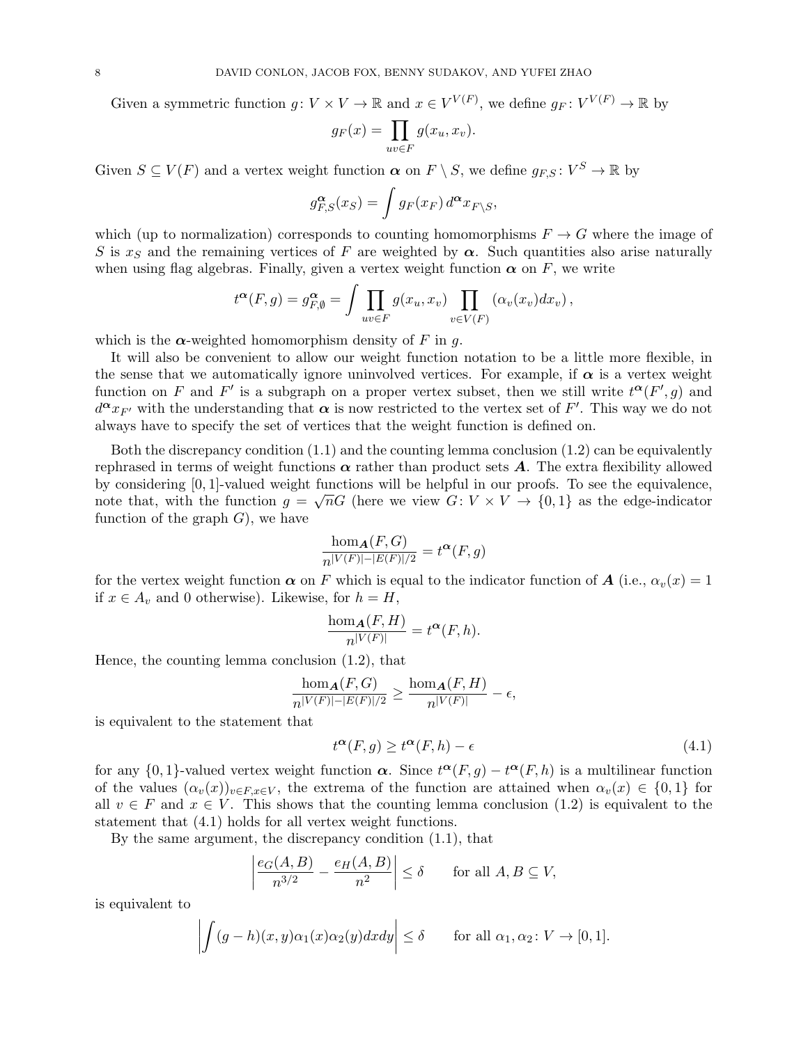Given a symmetric function $g\colon V \times V \to \mathbb{R}$ and $x \in V^{V(F)}$, we define $g_F\colon V^{V(F)} \to \mathbb{R}$ by

$$g_F(x) = \prod_{uv \in F} g(x_u, x_v).$$

Given $S \subseteq V(F)$ and a vertex weight function $\boldsymbol{\alpha}$ on $F \setminus S$, we define $g_{F,S}\colon V^S \to \mathbb{R}$ by

$$g^{\boldsymbol{\alpha}}_{F,S}(x_S) = \int g_F(x_F)\, d^{\boldsymbol{\alpha}} x_{F\setminus S},$$

which (up to normalization) corresponds to counting homomorphisms $F \to G$ where the image of $S$ is $x_S$ and the remaining vertices of $F$ are weighted by $\boldsymbol{\alpha}$. Such quantities also arise naturally when using flag algebras. Finally, given a vertex weight function $\boldsymbol{\alpha}$ on $F$, we write

$$t^{\boldsymbol{\alpha}}(F, g) = g^{\boldsymbol{\alpha}}_{F,\emptyset} = \int \prod_{uv\in F} g(x_u, x_v) \prod_{v \in V(F)} (\alpha_v(x_v) dx_v),$$

which is the $\boldsymbol{\alpha}$-weighted homomorphism density of $F$ in $g$.

It will also be convenient to allow our weight function notation to be a little more flexible, in the sense that we automatically ignore uninvolved vertices. For example, if $\boldsymbol{\alpha}$ is a vertex weight function on $F$ and $F'$ is a subgraph on a proper vertex subset, then we still write $t^{\boldsymbol{\alpha}}(F', g)$ and $d^{\boldsymbol{\alpha}} x_{F'}$ with the understanding that $\boldsymbol{\alpha}$ is now restricted to the vertex set of $F'$. This way we do not always have to specify the set of vertices that the weight function is defined on.

Both the discrepancy condition (1.1) and the counting lemma conclusion (1.2) can be equivalently rephrased in terms of weight functions $\boldsymbol{\alpha}$ rather than product sets $\boldsymbol{A}$. The extra flexibility allowed by considering $[0,1]$-valued weight functions will be helpful in our proofs. To see the equivalence, note that, with the function $g = \sqrt{n}G$ (here we view $G\colon V \times V \to \{0,1\}$ as the edge-indicator function of the graph $G$), we have

$$\frac{\hom_{\boldsymbol{A}}(F, G)}{n^{|V(F)| - |E(F)|/2}} = t^{\boldsymbol{\alpha}}(F, g)$$

for the vertex weight function $\boldsymbol{\alpha}$ on $F$ which is equal to the indicator function of $\boldsymbol{A}$ (i.e., $\alpha_v(x) = 1$ if $x \in A_v$ and 0 otherwise). Likewise, for $h = H$,

$$\frac{\hom_{\boldsymbol{A}}(F, H)}{n^{|V(F)|}} = t^{\boldsymbol{\alpha}}(F, h).$$

Hence, the counting lemma conclusion (1.2), that

$$\frac{\hom_{\boldsymbol{A}}(F, G)}{n^{|V(F)| - |E(F)|/2}} \ge \frac{\hom_{\boldsymbol{A}}(F, H)}{n^{|V(F)|}} - \epsilon,$$

is equivalent to the statement that

$$t^{\boldsymbol{\alpha}}(F, g) \ge t^{\boldsymbol{\alpha}}(F, h) - \epsilon \tag{4.1}$$

for any $\{0,1\}$-valued vertex weight function $\boldsymbol{\alpha}$. Since $t^{\boldsymbol{\alpha}}(F, g) - t^{\boldsymbol{\alpha}}(F, h)$ is a multilinear function of the values $(\alpha_v(x))_{v \in F, x \in V}$, the extrema of the function are attained when $\alpha_v(x) \in \{0,1\}$ for all $v \in F$ and $x \in V$. This shows that the counting lemma conclusion (1.2) is equivalent to the statement that (4.1) holds for all vertex weight functions.

By the same argument, the discrepancy condition (1.1), that

$$\left| \frac{e_G(A,B)}{n^{3/2}} - \frac{e_H(A,B)}{n^2} \right| \le \delta \qquad \text{for all } A, B \subseteq V,$$

is equivalent to

$$\left| \int (g-h)(x,y) \alpha_1(x) \alpha_2(y) dx dy \right| \le \delta \qquad \text{for all } \alpha_1, \alpha_2 \colon V \to [0,1].$$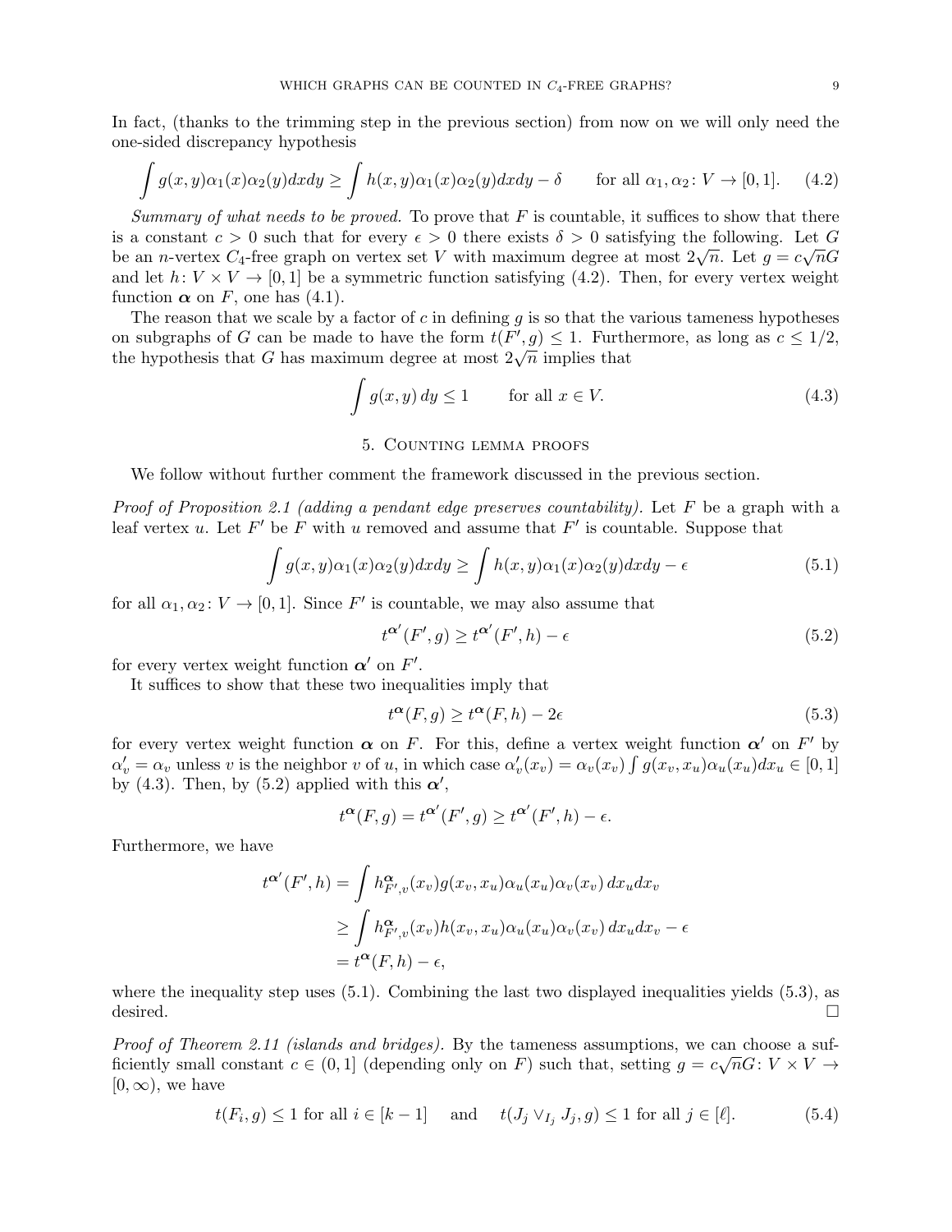In fact, (thanks to the trimming step in the previous section) from now on we will only need the one-sided discrepancy hypothesis

$$\int g(x,y)\alpha_1(x)\alpha_2(y)dxdy \geq \int h(x,y)\alpha_1(x)\alpha_2(y)dxdy - \delta \qquad \text{for all } \alpha_1, \alpha_2 \colon V \to [0,1]. \tag{4.2}$$

*Summary of what needs to be proved.* To prove that $F$ is countable, it suffices to show that there is a constant $c > 0$ such that for every $\epsilon > 0$ there exists $\delta > 0$ satisfying the following. Let $G$ be an $n$-vertex $C_4$-free graph on vertex set $V$ with maximum degree at most $2\sqrt{n}$. Let $g = c\sqrt{n}G$ and let $h \colon V \times V \to [0,1]$ be a symmetric function satisfying (4.2). Then, for every vertex weight function $\boldsymbol{\alpha}$ on $F$, one has (4.1).

The reason that we scale by a factor of $c$ in defining $g$ is so that the various tameness hypotheses on subgraphs of $G$ can be made to have the form $t(F', g) \leq 1$. Furthermore, as long as $c \leq 1/2$, the hypothesis that $G$ has maximum degree at most $2\sqrt{n}$ implies that

$$\int g(x,y)\, dy \leq 1 \qquad \text{for all } x \in V. \tag{4.3}$$

## 5. Counting lemma proofs

We follow without further comment the framework discussed in the previous section.

*Proof of Proposition 2.1 (adding a pendant edge preserves countability).* Let $F$ be a graph with a leaf vertex $u$. Let $F'$ be $F$ with $u$ removed and assume that $F'$ is countable. Suppose that

$$\int g(x,y)\alpha_1(x)\alpha_2(y)dxdy \geq \int h(x,y)\alpha_1(x)\alpha_2(y)dxdy - \epsilon \tag{5.1}$$

for all $\alpha_1, \alpha_2 \colon V \to [0,1]$. Since $F'$ is countable, we may also assume that

$$t^{\boldsymbol{\alpha}'}(F', g) \geq t^{\boldsymbol{\alpha}'}(F', h) - \epsilon \tag{5.2}$$

for every vertex weight function $\boldsymbol{\alpha}'$ on $F'$.

It suffices to show that these two inequalities imply that

$$t^{\boldsymbol{\alpha}}(F, g) \geq t^{\boldsymbol{\alpha}}(F, h) - 2\epsilon \tag{5.3}$$

for every vertex weight function $\boldsymbol{\alpha}$ on $F$. For this, define a vertex weight function $\boldsymbol{\alpha}'$ on $F'$ by $\alpha'_v = \alpha_v$ unless $v$ is the neighbor $v$ of $u$, in which case $\alpha'_v(x_v) = \alpha_v(x_v) \int g(x_v, x_u)\alpha_u(x_u)dx_u \in [0,1]$ by (4.3). Then, by (5.2) applied with this $\boldsymbol{\alpha}'$,

$$t^{\boldsymbol{\alpha}}(F, g) = t^{\boldsymbol{\alpha}'}(F', g) \geq t^{\boldsymbol{\alpha}'}(F', h) - \epsilon.$$

Furthermore, we have

$$\begin{aligned}
t^{\boldsymbol{\alpha}'}(F', h) &= \int h^{\boldsymbol{\alpha}}_{F',v}(x_v) g(x_v, x_u)\alpha_u(x_u)\alpha_v(x_v)\, dx_u dx_v \\
&\geq \int h^{\boldsymbol{\alpha}}_{F',v}(x_v) h(x_v, x_u)\alpha_u(x_u)\alpha_v(x_v)\, dx_u dx_v - \epsilon \\
&= t^{\boldsymbol{\alpha}}(F, h) - \epsilon,
\end{aligned}$$

where the inequality step uses (5.1). Combining the last two displayed inequalities yields (5.3), as desired. $\square$

*Proof of Theorem 2.11 (islands and bridges).* By the tameness assumptions, we can choose a sufficiently small constant $c \in (0,1]$ (depending only on $F$) such that, setting $g = c\sqrt{n}G \colon V \times V \to [0, \infty)$, we have

$$t(F_i, g) \leq 1 \text{ for all } i \in [k-1] \quad \text{and} \quad t(J_j \vee_{I_j} J_j, g) \leq 1 \text{ for all } j \in [\ell]. \tag{5.4}$$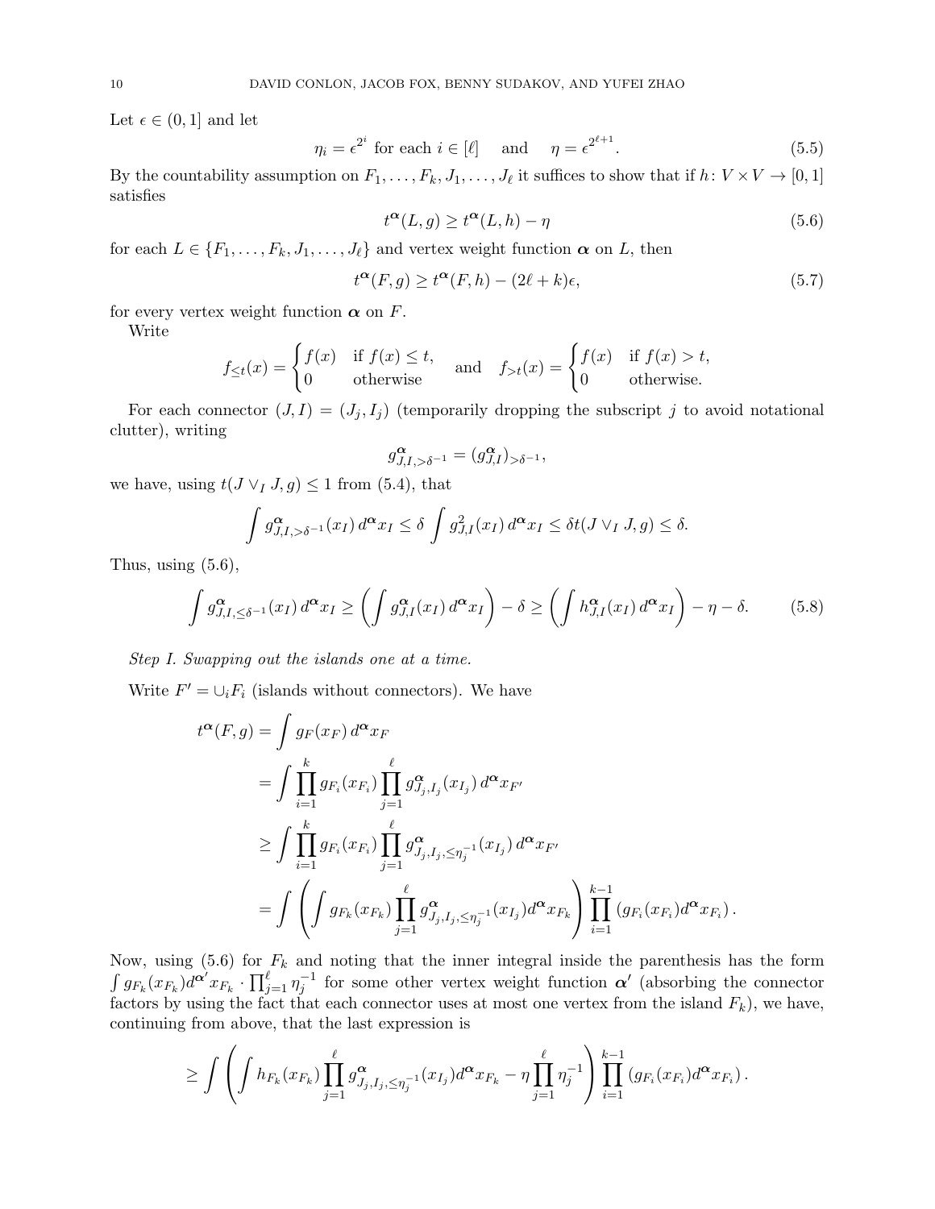Let $\epsilon \in (0, 1]$ and let

$$\eta_i = \epsilon^{2^i} \text{ for each } i \in [\ell] \quad \text{ and } \quad \eta = \epsilon^{2^{\ell+1}}. \tag{5.5}$$

By the countability assumption on $F_1, \ldots, F_k, J_1, \ldots, J_\ell$ it suffices to show that if $h\colon V \times V \to [0, 1]$ satisfies

$$t^{\boldsymbol{\alpha}}(L, g) \geq t^{\boldsymbol{\alpha}}(L, h) - \eta \tag{5.6}$$

for each $L \in \{F_1, \ldots, F_k, J_1, \ldots, J_\ell\}$ and vertex weight function $\boldsymbol{\alpha}$ on $L$, then

$$t^{\boldsymbol{\alpha}}(F, g) \geq t^{\boldsymbol{\alpha}}(F, h) - (2\ell + k)\epsilon, \tag{5.7}$$

for every vertex weight function $\boldsymbol{\alpha}$ on $F$.

Write

$$f_{\leq t}(x) = \begin{cases} f(x) & \text{if } f(x) \leq t, \\ 0 & \text{otherwise} \end{cases} \quad \text{and} \quad f_{>t}(x) = \begin{cases} f(x) & \text{if } f(x) > t, \\ 0 & \text{otherwise.} \end{cases}$$

For each connector $(J, I) = (J_j, I_j)$ (temporarily dropping the subscript $j$ to avoid notational clutter), writing

$$g^{\boldsymbol{\alpha}}_{J,I,>\delta^{-1}} = (g^{\boldsymbol{\alpha}}_{J,I})_{>\delta^{-1}},$$

we have, using $t(J \vee_I J, g) \leq 1$ from (5.4), that

$$\int g^{\boldsymbol{\alpha}}_{J,I,>\delta^{-1}}(x_I)\, d^{\boldsymbol{\alpha}} x_I \leq \delta \int g^2_{J,I}(x_I)\, d^{\boldsymbol{\alpha}} x_I \leq \delta t(J \vee_I J, g) \leq \delta.$$

Thus, using (5.6),

$$\int g^{\boldsymbol{\alpha}}_{J,I,\leq\delta^{-1}}(x_I)\, d^{\boldsymbol{\alpha}} x_I \geq \left(\int g^{\boldsymbol{\alpha}}_{J,I}(x_I)\, d^{\boldsymbol{\alpha}} x_I\right) - \delta \geq \left(\int h^{\boldsymbol{\alpha}}_{J,I}(x_I)\, d^{\boldsymbol{\alpha}} x_I\right) - \eta - \delta. \tag{5.8}$$

*Step I. Swapping out the islands one at a time.*

Write $F' = \cup_i F_i$ (islands without connectors). We have

$$\begin{aligned}
t^{\boldsymbol{\alpha}}(F, g) &= \int g_F(x_F)\, d^{\boldsymbol{\alpha}} x_F \\
&= \int \prod_{i=1}^{k} g_{F_i}(x_{F_i}) \prod_{j=1}^{\ell} g^{\boldsymbol{\alpha}}_{J_j,I_j}(x_{I_j})\, d^{\boldsymbol{\alpha}} x_{F'} \\
&\geq \int \prod_{i=1}^{k} g_{F_i}(x_{F_i}) \prod_{j=1}^{\ell} g^{\boldsymbol{\alpha}}_{J_j,I_j,\leq\eta_j^{-1}}(x_{I_j})\, d^{\boldsymbol{\alpha}} x_{F'} \\
&= \int \left(\int g_{F_k}(x_{F_k}) \prod_{j=1}^{\ell} g^{\boldsymbol{\alpha}}_{J_j,I_j,\leq\eta_j^{-1}}(x_{I_j}) d^{\boldsymbol{\alpha}} x_{F_k}\right) \prod_{i=1}^{k-1} \left(g_{F_i}(x_{F_i}) d^{\boldsymbol{\alpha}} x_{F_i}\right).
\end{aligned}$$

Now, using (5.6) for $F_k$ and noting that the inner integral inside the parenthesis has the form $\int g_{F_k}(x_{F_k}) d^{\boldsymbol{\alpha}'} x_{F_k} \cdot \prod_{j=1}^{\ell} \eta_j^{-1}$ for some other vertex weight function $\boldsymbol{\alpha}'$ (absorbing the connector factors by using the fact that each connector uses at most one vertex from the island $F_k$), we have, continuing from above, that the last expression is

$$\geq \int \left(\int h_{F_k}(x_{F_k}) \prod_{j=1}^{\ell} g^{\boldsymbol{\alpha}}_{J_j,I_j,\leq\eta_j^{-1}}(x_{I_j}) d^{\boldsymbol{\alpha}} x_{F_k} - \eta \prod_{j=1}^{\ell} \eta_j^{-1}\right) \prod_{i=1}^{k-1} \left(g_{F_i}(x_{F_i}) d^{\boldsymbol{\alpha}} x_{F_i}\right).$$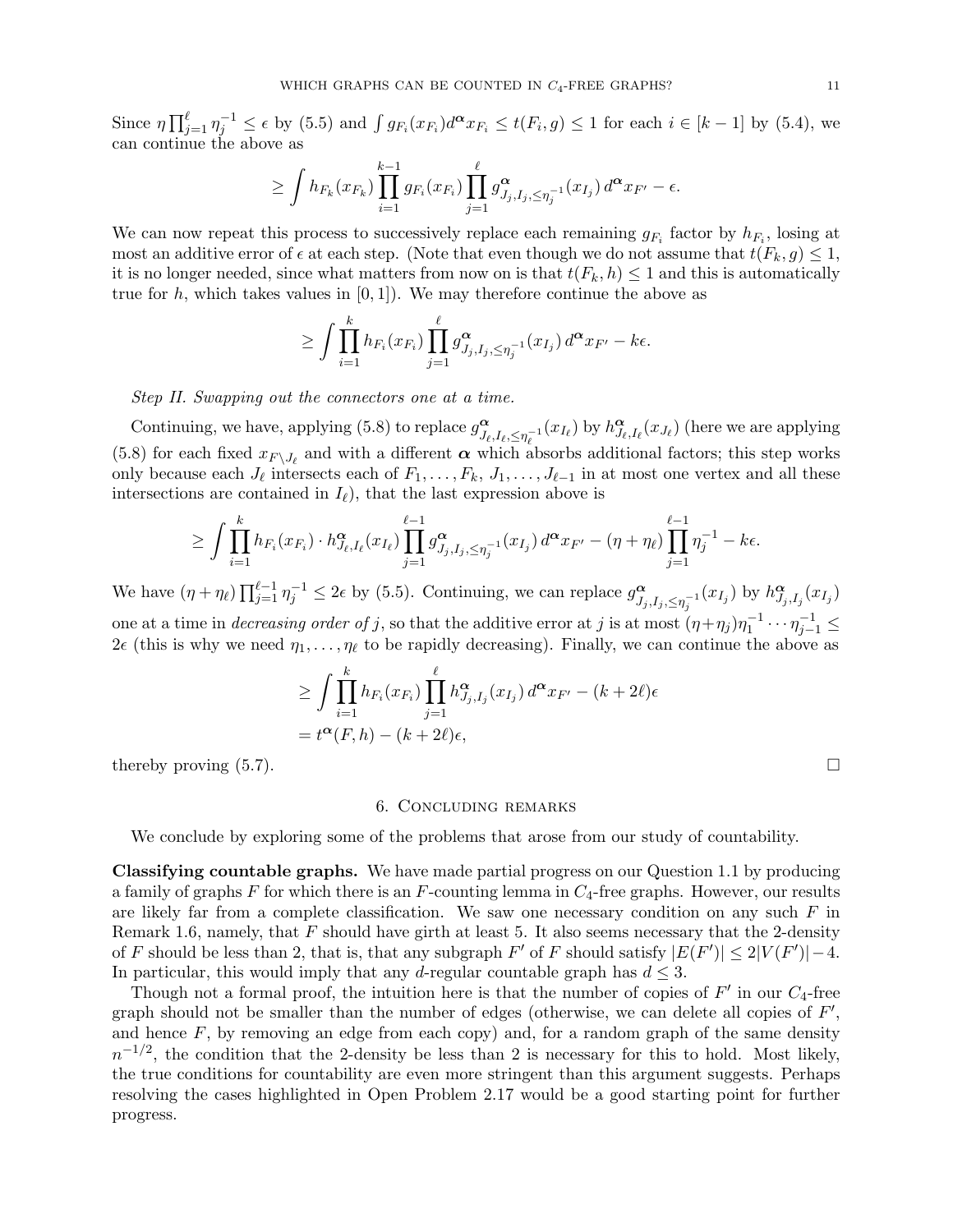Since $\eta \prod_{j=1}^{\ell} \eta_j^{-1} \le \epsilon$ by (5.5) and $\int g_{F_i}(x_{F_i}) d^{\boldsymbol{\alpha}} x_{F_i} \le t(F_i, g) \le 1$ for each $i \in [k-1]$ by (5.4), we can continue the above as

$$\ge \int h_{F_k}(x_{F_k}) \prod_{i=1}^{k-1} g_{F_i}(x_{F_i}) \prod_{j=1}^{\ell} g^{\boldsymbol{\alpha}}_{J_j, I_j, \le \eta_j^{-1}}(x_{I_j})\, d^{\boldsymbol{\alpha}} x_{F'} - \epsilon.$$

We can now repeat this process to successively replace each remaining $g_{F_i}$ factor by $h_{F_i}$, losing at most an additive error of $\epsilon$ at each step. (Note that even though we do not assume that $t(F_k, g) \le 1$, it is no longer needed, since what matters from now on is that $t(F_k, h) \le 1$ and this is automatically true for $h$, which takes values in $[0,1]$). We may therefore continue the above as

$$\ge \int \prod_{i=1}^{k} h_{F_i}(x_{F_i}) \prod_{j=1}^{\ell} g^{\boldsymbol{\alpha}}_{J_j, I_j, \le \eta_j^{-1}}(x_{I_j})\, d^{\boldsymbol{\alpha}} x_{F'} - k\epsilon.$$

*Step II. Swapping out the connectors one at a time.*

Continuing, we have, applying (5.8) to replace $g^{\boldsymbol{\alpha}}_{J_\ell, I_\ell, \le \eta_\ell^{-1}}(x_{I_\ell})$ by $h^{\boldsymbol{\alpha}}_{J_\ell, I_\ell}(x_{J_\ell})$ (here we are applying (5.8) for each fixed $x_{F \setminus J_\ell}$ and with a different $\boldsymbol{\alpha}$ which absorbs additional factors; this step works only because each $J_\ell$ intersects each of $F_1, \dots, F_k, J_1, \dots, J_{\ell-1}$ in at most one vertex and all these intersections are contained in $I_\ell$), that the last expression above is

$$\ge \int \prod_{i=1}^{k} h_{F_i}(x_{F_i}) \cdot h^{\boldsymbol{\alpha}}_{J_\ell, I_\ell}(x_{I_\ell}) \prod_{j=1}^{\ell-1} g^{\boldsymbol{\alpha}}_{J_j, I_j, \le \eta_j^{-1}}(x_{I_j})\, d^{\boldsymbol{\alpha}} x_{F'} - (\eta + \eta_\ell) \prod_{j=1}^{\ell-1} \eta_j^{-1} - k\epsilon.$$

We have $(\eta + \eta_\ell) \prod_{j=1}^{\ell-1} \eta_j^{-1} \le 2\epsilon$ by (5.5). Continuing, we can replace $g^{\boldsymbol{\alpha}}_{J_j, I_j, \le \eta_j^{-1}}(x_{I_j})$ by $h^{\boldsymbol{\alpha}}_{J_j, I_j}(x_{I_j})$ one at a time in *decreasing order of* $j$, so that the additive error at $j$ is at most $(\eta + \eta_j)\eta_1^{-1} \cdots \eta_{j-1}^{-1} \le 2\epsilon$ (this is why we need $\eta_1, \dots, \eta_\ell$ to be rapidly decreasing). Finally, we can continue the above as

$$\begin{aligned} &\ge \int \prod_{i=1}^{k} h_{F_i}(x_{F_i}) \prod_{j=1}^{\ell} h^{\boldsymbol{\alpha}}_{J_j, I_j}(x_{I_j})\, d^{\boldsymbol{\alpha}} x_{F'} - (k + 2\ell)\epsilon \\ &= t^{\boldsymbol{\alpha}}(F, h) - (k + 2\ell)\epsilon, \end{aligned}$$

thereby proving (5.7). □

## 6. Concluding remarks

We conclude by exploring some of the problems that arose from our study of countability.

**Classifying countable graphs.** We have made partial progress on our Question 1.1 by producing a family of graphs $F$ for which there is an $F$-counting lemma in $C_4$-free graphs. However, our results are likely far from a complete classification. We saw one necessary condition on any such $F$ in Remark 1.6, namely, that $F$ should have girth at least 5. It also seems necessary that the 2-density of $F$ should be less than 2, that is, that any subgraph $F'$ of $F$ should satisfy $|E(F')| \le 2|V(F')| - 4$. In particular, this would imply that any $d$-regular countable graph has $d \le 3$.

Though not a formal proof, the intuition here is that the number of copies of $F'$ in our $C_4$-free graph should not be smaller than the number of edges (otherwise, we can delete all copies of $F'$, and hence $F$, by removing an edge from each copy) and, for a random graph of the same density $n^{-1/2}$, the condition that the 2-density be less than 2 is necessary for this to hold. Most likely, the true conditions for countability are even more stringent than this argument suggests. Perhaps resolving the cases highlighted in Open Problem 2.17 would be a good starting point for further progress.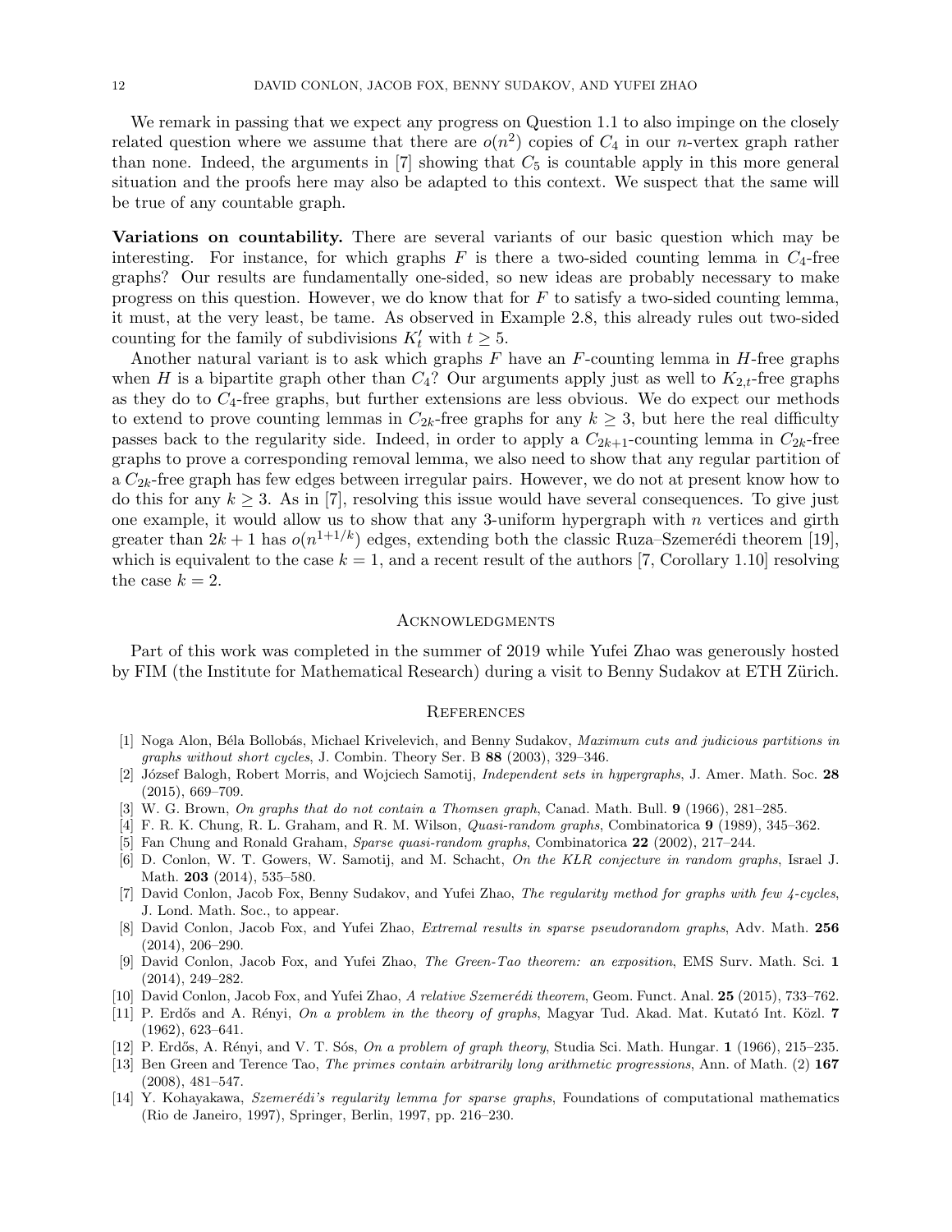We remark in passing that we expect any progress on Question 1.1 to also impinge on the closely related question where we assume that there are $o(n^2)$ copies of $C_4$ in our $n$-vertex graph rather than none. Indeed, the arguments in [7] showing that $C_5$ is countable apply in this more general situation and the proofs here may also be adapted to this context. We suspect that the same will be true of any countable graph.

**Variations on countability.** There are several variants of our basic question which may be interesting. For instance, for which graphs $F$ is there a two-sided counting lemma in $C_4$-free graphs? Our results are fundamentally one-sided, so new ideas are probably necessary to make progress on this question. However, we do know that for $F$ to satisfy a two-sided counting lemma, it must, at the very least, be tame. As observed in Example 2.8, this already rules out two-sided counting for the family of subdivisions $K_t'$ with $t \geq 5$.

Another natural variant is to ask which graphs $F$ have an $F$-counting lemma in $H$-free graphs when $H$ is a bipartite graph other than $C_4$? Our arguments apply just as well to $K_{2,t}$-free graphs as they do to $C_4$-free graphs, but further extensions are less obvious. We do expect our methods to extend to prove counting lemmas in $C_{2k}$-free graphs for any $k \geq 3$, but here the real difficulty passes back to the regularity side. Indeed, in order to apply a $C_{2k+1}$-counting lemma in $C_{2k}$-free graphs to prove a corresponding removal lemma, we also need to show that any regular partition of a $C_{2k}$-free graph has few edges between irregular pairs. However, we do not at present know how to do this for any $k \geq 3$. As in [7], resolving this issue would have several consequences. To give just one example, it would allow us to show that any 3-uniform hypergraph with $n$ vertices and girth greater than $2k+1$ has $o(n^{1+1/k})$ edges, extending both the classic Ruza–Szemerédi theorem [19], which is equivalent to the case $k = 1$, and a recent result of the authors [7, Corollary 1.10] resolving the case $k = 2$.

## Acknowledgments

Part of this work was completed in the summer of 2019 while Yufei Zhao was generously hosted by FIM (the Institute for Mathematical Research) during a visit to Benny Sudakov at ETH Zürich.

## References

[1] Noga Alon, Béla Bollobás, Michael Krivelevich, and Benny Sudakov, *Maximum cuts and judicious partitions in graphs without short cycles*, J. Combin. Theory Ser. B **88** (2003), 329–346.

[2] József Balogh, Robert Morris, and Wojciech Samotij, *Independent sets in hypergraphs*, J. Amer. Math. Soc. **28** (2015), 669–709.

[3] W. G. Brown, *On graphs that do not contain a Thomsen graph*, Canad. Math. Bull. **9** (1966), 281–285.

[4] F. R. K. Chung, R. L. Graham, and R. M. Wilson, *Quasi-random graphs*, Combinatorica **9** (1989), 345–362.

[5] Fan Chung and Ronald Graham, *Sparse quasi-random graphs*, Combinatorica **22** (2002), 217–244.

[6] D. Conlon, W. T. Gowers, W. Samotij, and M. Schacht, *On the KLR conjecture in random graphs*, Israel J. Math. **203** (2014), 535–580.

[7] David Conlon, Jacob Fox, Benny Sudakov, and Yufei Zhao, *The regularity method for graphs with few 4-cycles*, J. Lond. Math. Soc., to appear.

[8] David Conlon, Jacob Fox, and Yufei Zhao, *Extremal results in sparse pseudorandom graphs*, Adv. Math. **256** (2014), 206–290.

[9] David Conlon, Jacob Fox, and Yufei Zhao, *The Green-Tao theorem: an exposition*, EMS Surv. Math. Sci. **1** (2014), 249–282.

[10] David Conlon, Jacob Fox, and Yufei Zhao, *A relative Szemerédi theorem*, Geom. Funct. Anal. **25** (2015), 733–762.

[11] P. Erdős and A. Rényi, *On a problem in the theory of graphs*, Magyar Tud. Akad. Mat. Kutató Int. Közl. **7** (1962), 623–641.

[12] P. Erdős, A. Rényi, and V. T. Sós, *On a problem of graph theory*, Studia Sci. Math. Hungar. **1** (1966), 215–235.

[13] Ben Green and Terence Tao, *The primes contain arbitrarily long arithmetic progressions*, Ann. of Math. (2) **167** (2008), 481–547.

[14] Y. Kohayakawa, *Szemerédi's regularity lemma for sparse graphs*, Foundations of computational mathematics (Rio de Janeiro, 1997), Springer, Berlin, 1997, pp. 216–230.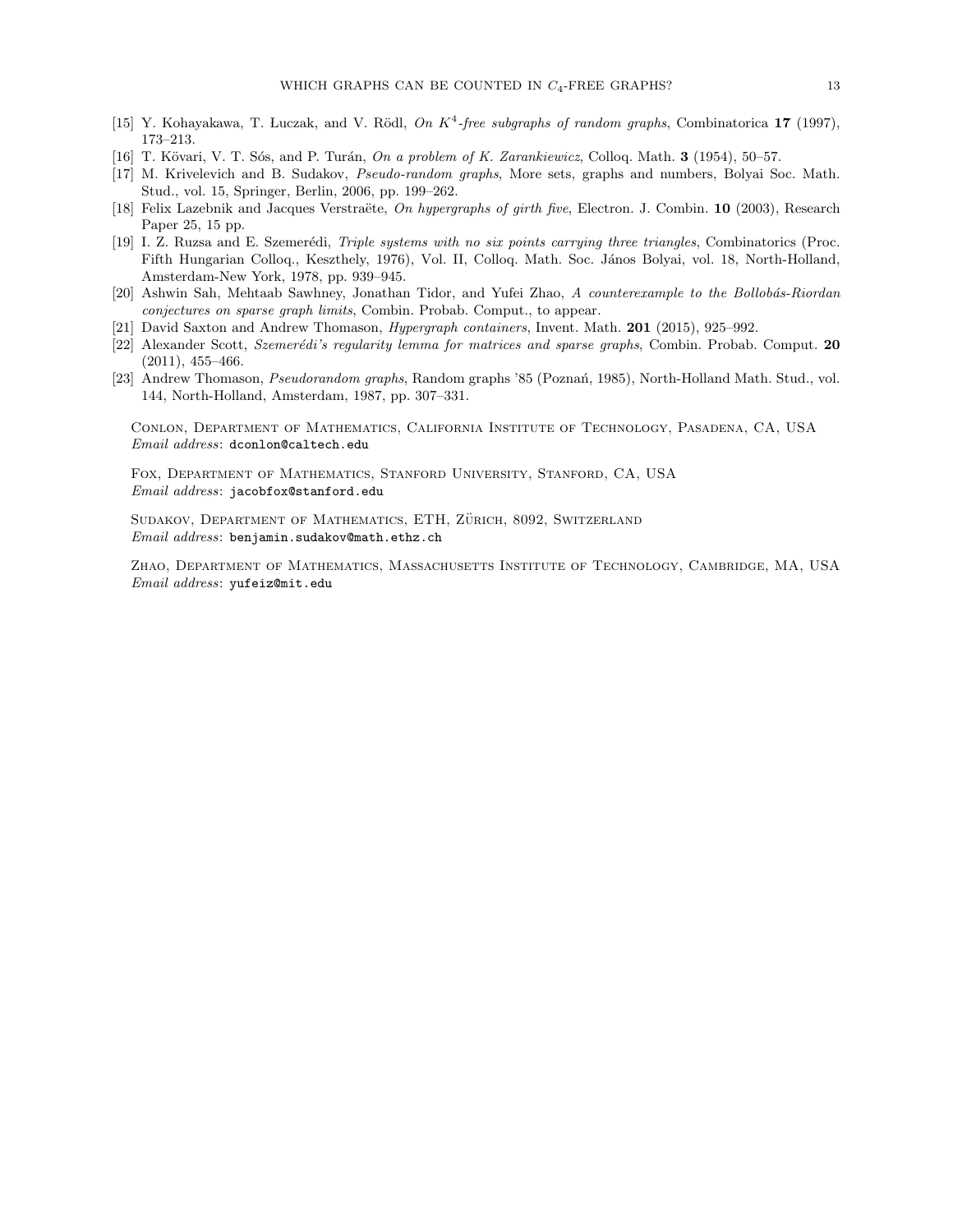[15] Y. Kohayakawa, T. Łuczak, and V. Rödl, *On $K^4$-free subgraphs of random graphs*, Combinatorica **17** (1997), 173–213.

[16] T. Kövari, V. T. Sós, and P. Turán, *On a problem of K. Zarankiewicz*, Colloq. Math. **3** (1954), 50–57.

[17] M. Krivelevich and B. Sudakov, *Pseudo-random graphs*, More sets, graphs and numbers, Bolyai Soc. Math. Stud., vol. 15, Springer, Berlin, 2006, pp. 199–262.

[18] Felix Lazebnik and Jacques Verstraëte, *On hypergraphs of girth five*, Electron. J. Combin. **10** (2003), Research Paper 25, 15 pp.

[19] I. Z. Ruzsa and E. Szemerédi, *Triple systems with no six points carrying three triangles*, Combinatorics (Proc. Fifth Hungarian Colloq., Keszthely, 1976), Vol. II, Colloq. Math. Soc. János Bolyai, vol. 18, North-Holland, Amsterdam-New York, 1978, pp. 939–945.

[20] Ashwin Sah, Mehtaab Sawhney, Jonathan Tidor, and Yufei Zhao, *A counterexample to the Bollobás-Riordan conjectures on sparse graph limits*, Combin. Probab. Comput., to appear.

[21] David Saxton and Andrew Thomason, *Hypergraph containers*, Invent. Math. **201** (2015), 925–992.

[22] Alexander Scott, *Szemerédi's regularity lemma for matrices and sparse graphs*, Combin. Probab. Comput. **20** (2011), 455–466.

[23] Andrew Thomason, *Pseudorandom graphs*, Random graphs '85 (Poznań, 1985), North-Holland Math. Stud., vol. 144, North-Holland, Amsterdam, 1987, pp. 307–331.

Conlon, Department of Mathematics, California Institute of Technology, Pasadena, CA, USA
*Email address*: dconlon@caltech.edu

Fox, Department of Mathematics, Stanford University, Stanford, CA, USA
*Email address*: jacobfox@stanford.edu

Sudakov, Department of Mathematics, ETH, Zürich, 8092, Switzerland
*Email address*: benjamin.sudakov@math.ethz.ch

Zhao, Department of Mathematics, Massachusetts Institute of Technology, Cambridge, MA, USA
*Email address*: yufeiz@mit.edu